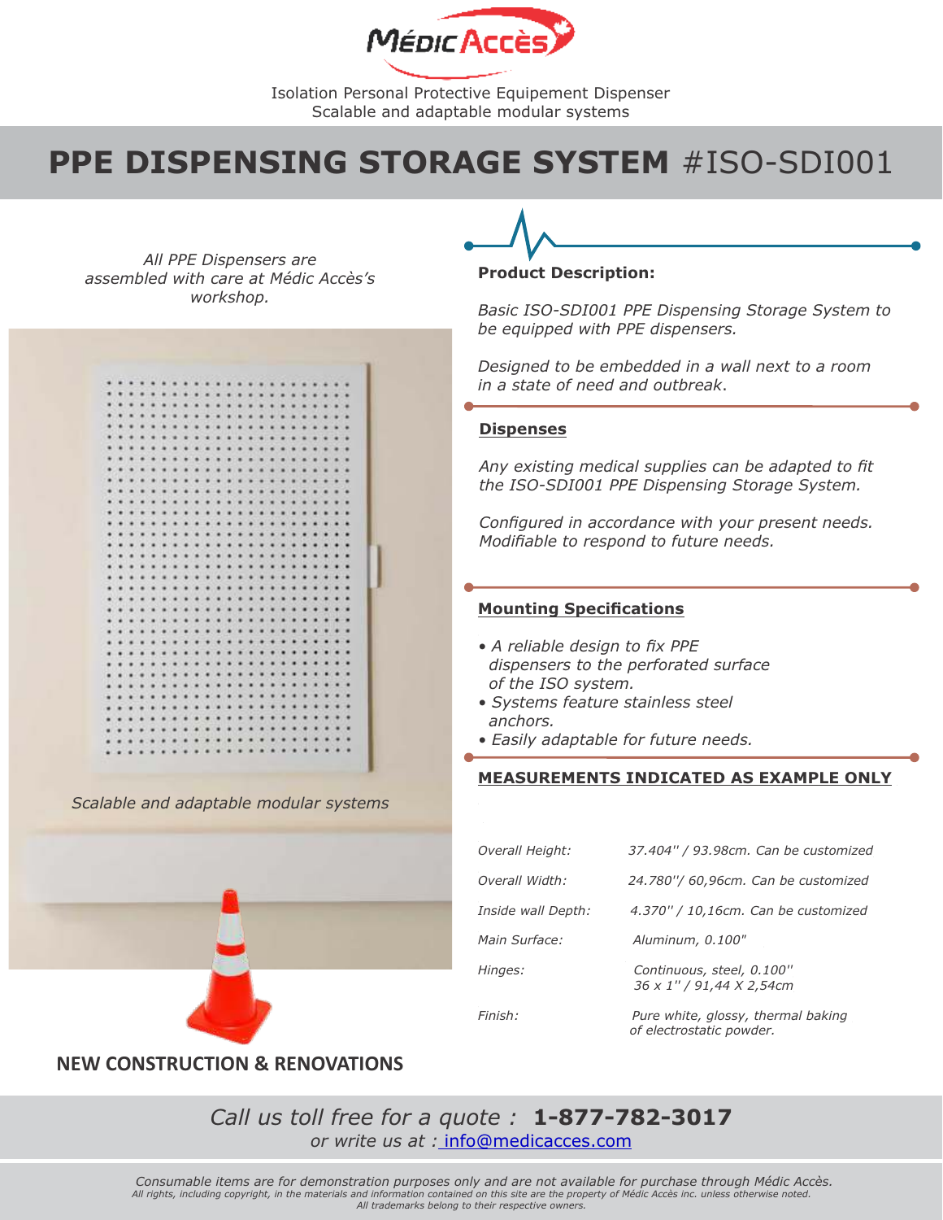Isolation Personal Protective Equipement Dispenser
Scalable and adaptable modular systems

# PPE DISPENSING STORAGE SYSTEM #ISO-SDI001

*All PPE Dispensers are assembled with care at Médic Accès's workshop.*

*Scalable and adaptable modular systems*

**NEW CONSTRUCTION & RENOVATIONS**

**Product Description:**

*Basic ISO-SDI001 PPE Dispensing Storage System to be equipped with PPE dispensers.*

*Designed to be embedded in a wall next to a room in a state of need and outbreak.*

## Dispenses

*Any existing medical supplies can be adapted to fit the ISO-SDI001 PPE Dispensing Storage System.*

*Configured in accordance with your present needs. Modifiable to respond to future needs.*

## Mounting Specifications

- *A reliable design to fix PPE dispensers to the perforated surface of the ISO system.*
- *Systems feature stainless steel anchors.*
- *Easily adaptable for future needs.*

## MEASUREMENTS INDICATED AS EXAMPLE ONLY

| | |
|---|---|
| *Overall Height:* | *37.404'' / 93.98cm. Can be customized* |
| *Overall Width:* | *24.780''/ 60,96cm. Can be customized* |
| *Inside wall Depth:* | *4.370'' / 10,16cm. Can be customized* |
| *Main Surface:* | *Aluminum, 0.100"* |
| *Hinges:* | *Continuous, steel, 0.100'' 36 x 1'' / 91,44 X 2,54cm* |
| *Finish:* | *Pure white, glossy, thermal baking of electrostatic powder.* |

*Call us toll free for a quote :* **1-877-782-3017**
*or write us at :* info@medicacces.com

*Consumable items are for demonstration purposes only and are not available for purchase through Médic Accès.*
*All rights, including copyright, in the materials and information contained on this site are the property of Médic Accès inc. unless otherwise noted.*
*All trademarks belong to their respective owners.*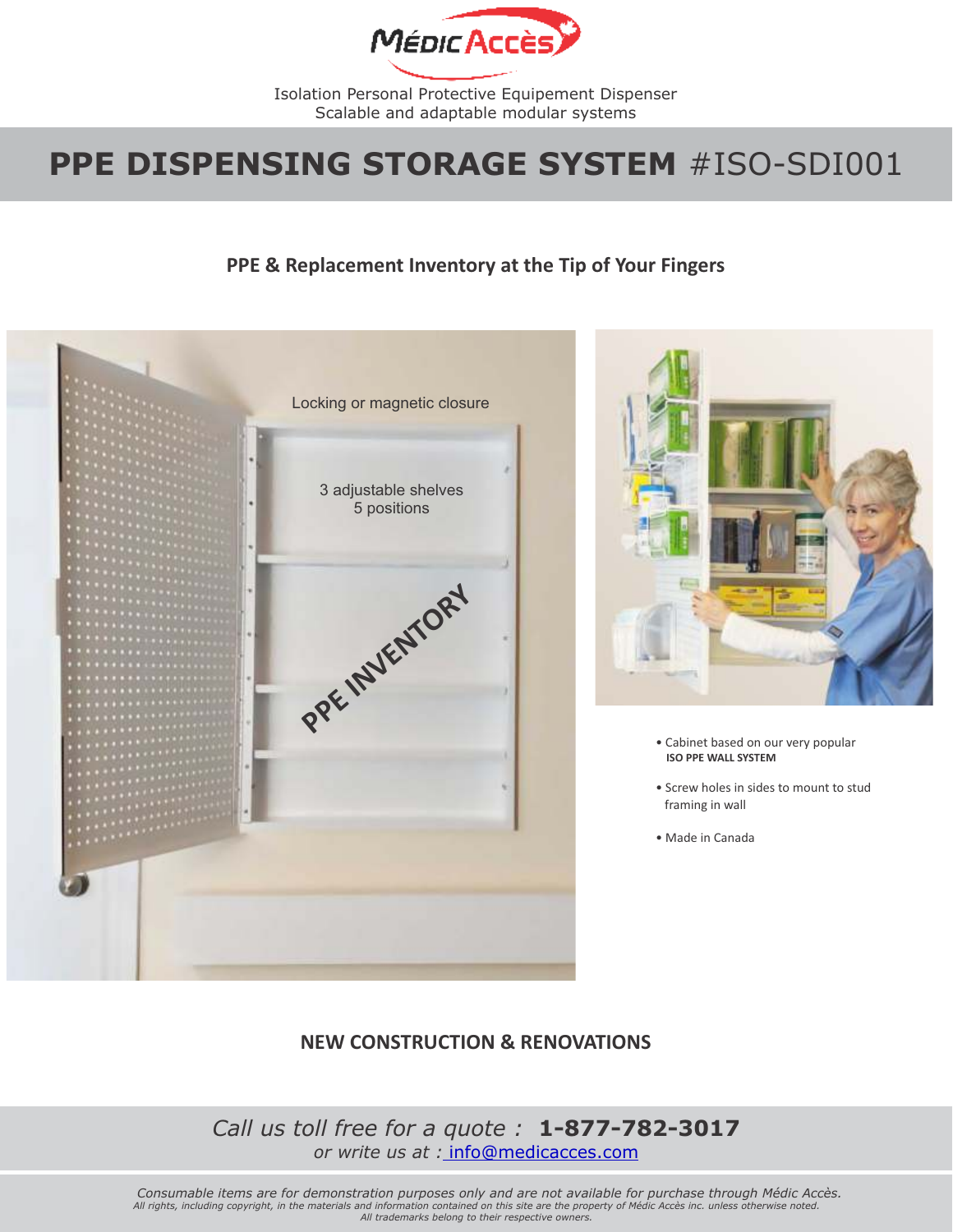Isolation Personal Protective Equipement Dispenser
Scalable and adaptable modular systems

# PPE DISPENSING STORAGE SYSTEM #ISO-SDI001

## PPE & Replacement Inventory at the Tip of Your Fingers

Locking or magnetic closure

3 adjustable shelves
5 positions

PPE INVENTORY

- Cabinet based on our very popular **ISO PPE WALL SYSTEM**
- Screw holes in sides to mount to stud framing in wall
- Made in Canada

## NEW CONSTRUCTION & RENOVATIONS

*Call us toll free for a quote :* **1-877-782-3017**
*or write us at :* info@medicacces.com

*Consumable items are for demonstration purposes only and are not available for purchase through Médic Accès.*
*All rights, including copyright, in the materials and information contained on this site are the property of Médic Accès inc. unless otherwise noted.*
*All trademarks belong to their respective owners.*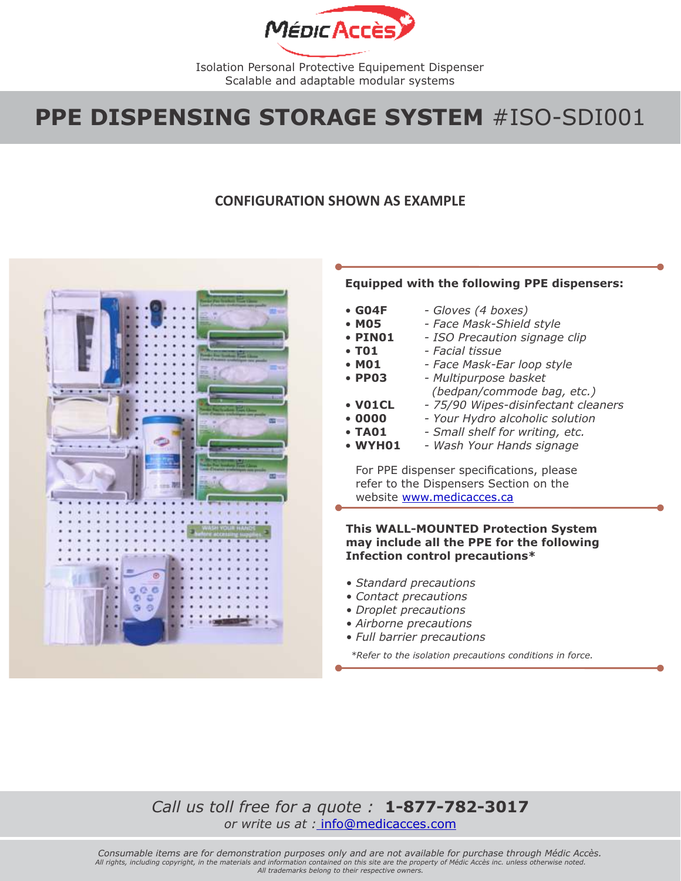Médic Accès

Isolation Personal Protective Equipement Dispenser
Scalable and adaptable modular systems

# PPE DISPENSING STORAGE SYSTEM #ISO-SDI001

## CONFIGURATION SHOWN AS EXAMPLE

**Equipped with the following PPE dispensers:**

- **G04F** - *Gloves (4 boxes)*
- **M05** - *Face Mask-Shield style*
- **PIN01** - *ISO Precaution signage clip*
- **T01** - *Facial tissue*
- **M01** - *Face Mask-Ear loop style*
- **PP03** - *Multipurpose basket (bedpan/commode bag, etc.)*
- **V01CL** - *75/90 Wipes-disinfectant cleaners*
- **0000** - *Your Hydro alcoholic solution*
- **TA01** - *Small shelf for writing, etc.*
- **WYH01** - *Wash Your Hands signage*

For PPE dispenser specifications, please refer to the Dispensers Section on the website www.medicacces.ca

**This WALL-MOUNTED Protection System may include all the PPE for the following Infection control precautions***

- *Standard precautions*
- *Contact precautions*
- *Droplet precautions*
- *Airborne precautions*
- *Full barrier precautions*

*\*Refer to the isolation precautions conditions in force.*

*Call us toll free for a quote :* **1-877-782-3017**
*or write us at :* info@medicacces.com

*Consumable items are for demonstration purposes only and are not available for purchase through Médic Accès.*
*All rights, including copyright, in the materials and information contained on this site are the property of Médic Accès inc. unless otherwise noted.*
*All trademarks belong to their respective owners.*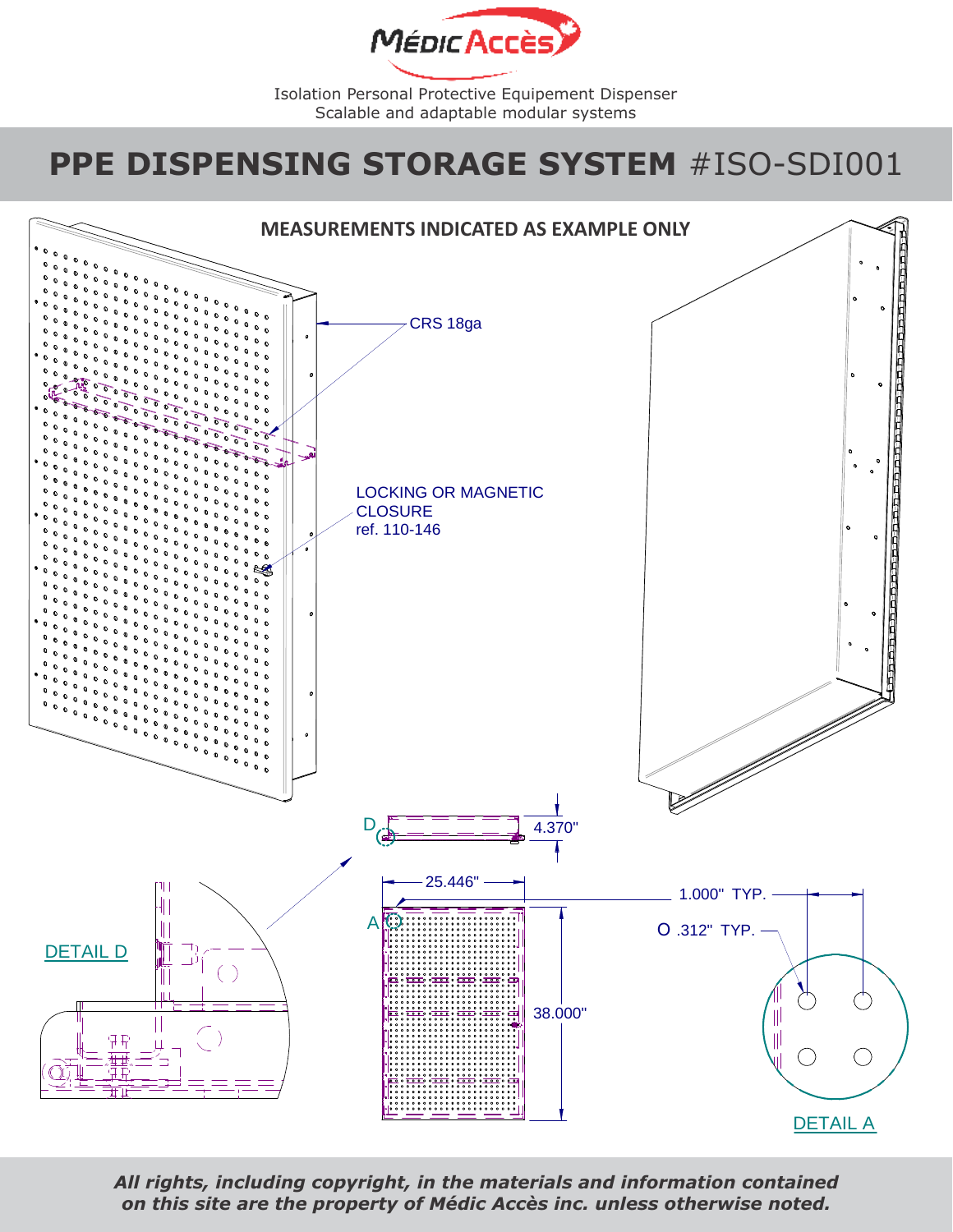Médic Accès

Isolation Personal Protective Equipement Dispenser
Scalable and adaptable modular systems

# PPE DISPENSING STORAGE SYSTEM #ISO-SDI001

**MEASUREMENTS INDICATED AS EXAMPLE ONLY**

CRS 18ga

LOCKING OR MAGNETIC CLOSURE
ref. 110-146

D

4.370"

25.446"

A

38.000"

1.000" TYP.

Ø .312" TYP.

DETAIL D

DETAIL A

*All rights, including copyright, in the materials and information contained on this site are the property of Médic Accès inc. unless otherwise noted.*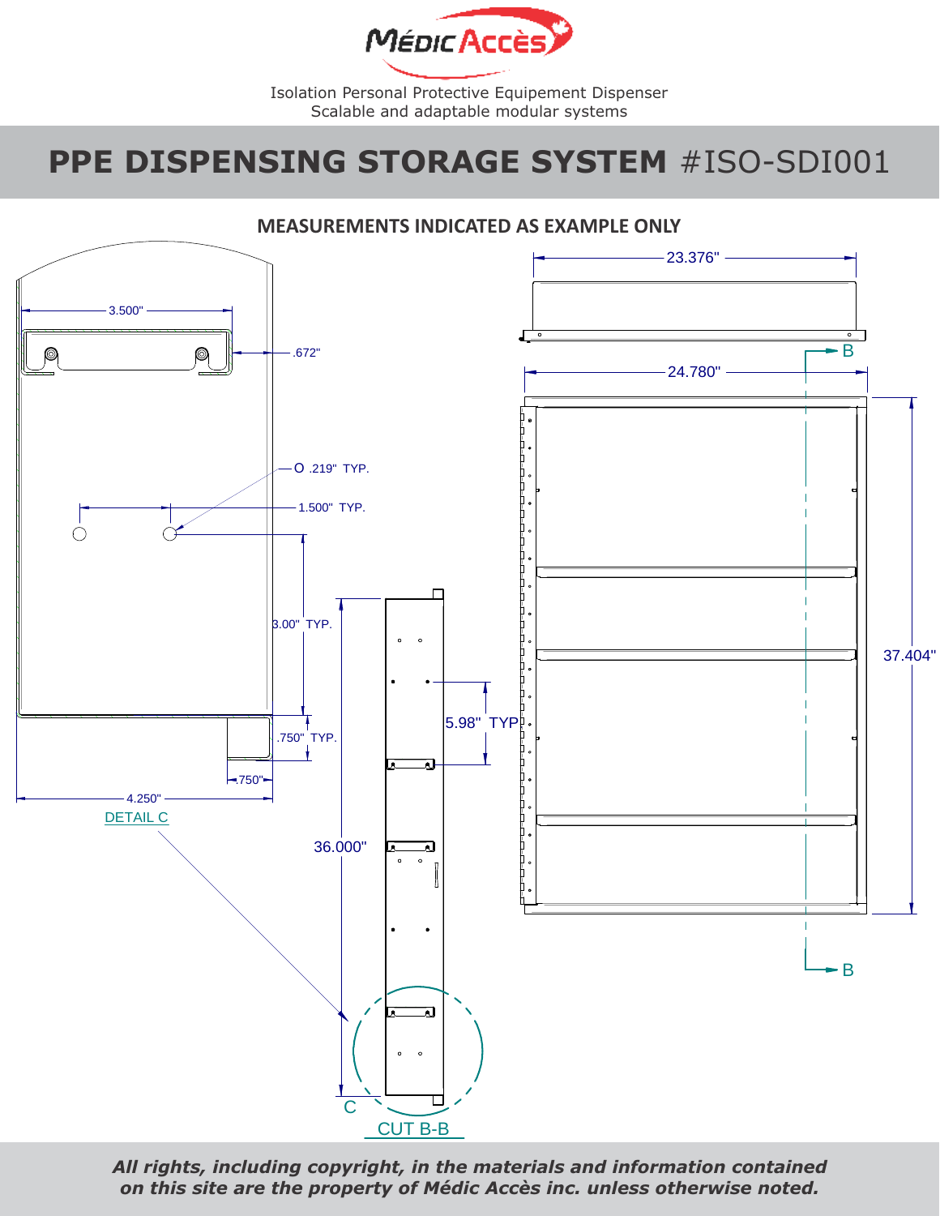Médic Accès

Isolation Personal Protective Equipement Dispenser
Scalable and adaptable modular systems

# PPE DISPENSING STORAGE SYSTEM #ISO-SDI001

**MEASUREMENTS INDICATED AS EXAMPLE ONLY**

3.500"
.672"
O .219" TYP.
1.500" TYP.
3.00" TYP.
.750" TYP.
.750"
4.250"
DETAIL C

23.376"
B
24.780"
37.404"
5.98" TYP
36.000"
C
CUT B-B
B

***All rights, including copyright, in the materials and information contained on this site are the property of Médic Accès inc. unless otherwise noted.***